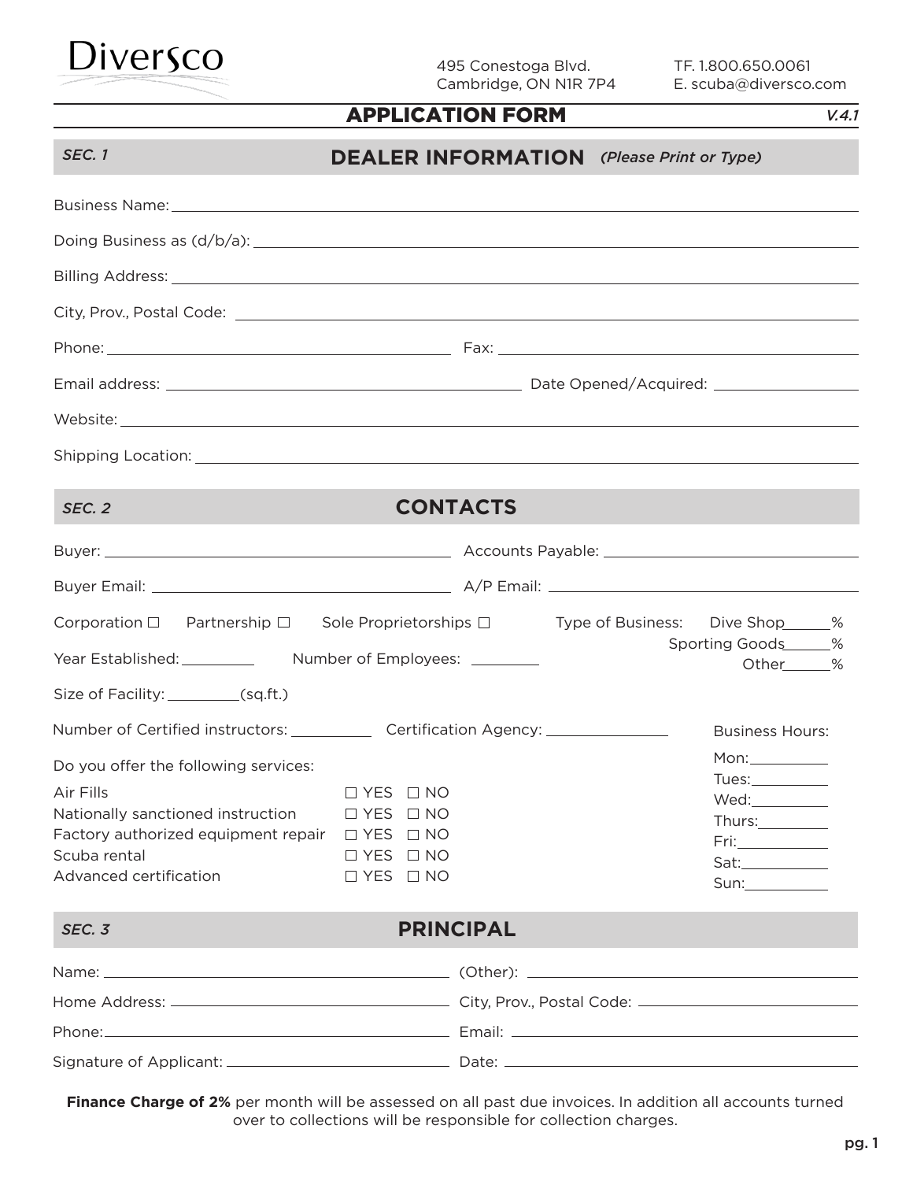Diversco

495 Conestoga Blvd.
Cambridge, ON N1R 7P4

TF. 1.800.650.0061
E. scuba@diversco.com

# APPLICATION FORM

*V.4.1*

## *SEC. 1* DEALER INFORMATION *(Please Print or Type)*

Business Name: ____________________

Doing Business as (d/b/a): ____________________

Billing Address: ____________________

City, Prov., Postal Code: ____________________

Phone: ____________________ Fax: ____________________

Email address: ____________________ Date Opened/Acquired: ____________________

Website: ____________________

Shipping Location: ____________________

## *SEC. 2* CONTACTS

Buyer: ____________________ Accounts Payable: ____________________

Buyer Email: ____________________ A/P Email: ____________________

Corporation ☐ Partnership ☐ Sole Proprietorships ☐

Type of Business: Dive Shop_____% Sporting Goods_____% Other_____%

Year Established: _________ Number of Employees: _________

Size of Facility: _________(sq.ft.)

Number of Certified instructors: _________ Certification Agency: _________

Do you offer the following services:

| Service | | |
|---|---|---|
| Air Fills | ☐ YES | ☐ NO |
| Nationally sanctioned instruction | ☐ YES | ☐ NO |
| Factory authorized equipment repair | ☐ YES | ☐ NO |
| Scuba rental | ☐ YES | ☐ NO |
| Advanced certification | ☐ YES | ☐ NO |

Business Hours:

Mon:_________
Tues:_________
Wed:_________
Thurs:_________
Fri:_________
Sat:_________
Sun:_________

## *SEC. 3* PRINCIPAL

Name: ____________________ (Other): ____________________

Home Address: ____________________ City, Prov., Postal Code: ____________________

Phone: ____________________ Email: ____________________

Signature of Applicant: ____________________ Date: ____________________

**Finance Charge of 2%** per month will be assessed on all past due invoices. In addition all accounts turned over to collections will be responsible for collection charges.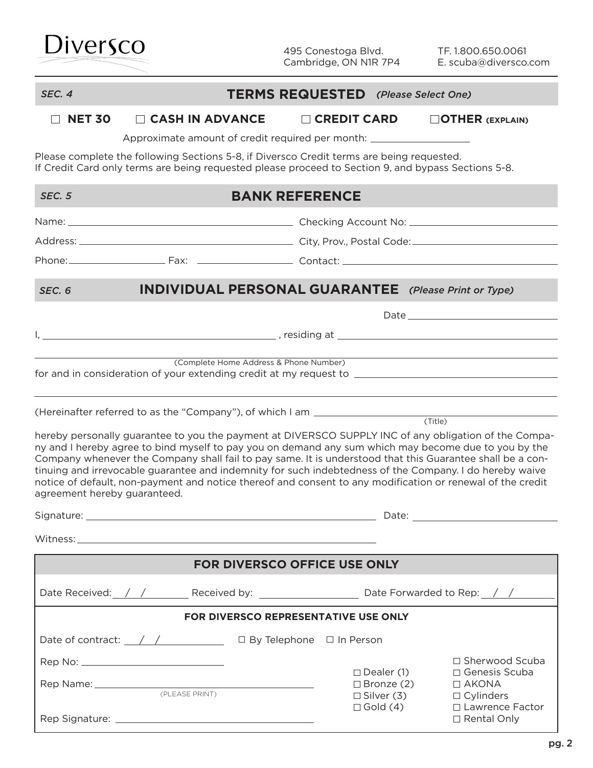Diverso

495 Conestoga Blvd.
Cambridge, ON N1R 7P4

TF. 1.800.650.0061
E. scuba@diversco.com

## *SEC. 4* TERMS REQUESTED *(Please Select One)*

☐ **NET 30** ☐ **CASH IN ADVANCE** ☐ **CREDIT CARD** ☐ **OTHER (EXPLAIN)**

Approximate amount of credit required per month: ____________________

Please complete the following Sections 5-8, if Diversco Credit terms are being requested.
If Credit Card only terms are being requested please proceed to Section 9, and bypass Sections 5-8.

## *SEC. 5* BANK REFERENCE

Name: ______________________________ Checking Account No: ______________________________

Address: ______________________________ City, Prov., Postal Code: ______________________________

Phone: ______________ Fax: ______________ Contact: ______________________________

## *SEC. 6* INDIVIDUAL PERSONAL GUARANTEE *(Please Print or Type)*

Date ____________________

I, ______________________________ , residing at ______________________________

______________________________________________________________
(Complete Home Address & Phone Number)

for and in consideration of your extending credit at my request to ______________________________

______________________________________________________________

(Hereinafter referred to as the "Company"), of which I am ______________________________
(Title)

hereby personally guarantee to you the payment at DIVERSCO SUPPLY INC of any obligation of the Company and I hereby agree to bind myself to pay you on demand any sum which may become due to you by the Company whenever the Company shall fail to pay same. It is understood that this Guarantee shall be a continuing and irrevocable guarantee and indemnity for such indebtedness of the Company. I do hereby waive notice of default, non-payment and notice thereof and consent to any modification or renewal of the credit agreement hereby guaranteed.

Signature: ______________________________ Date: ____________________

Witness: ______________________________

### FOR DIVERSCO OFFICE USE ONLY

Date Received: __/__/______ Received by: ______________ Date Forwarded to Rep: __/__/______

#### FOR DIVERSCO REPRESENTATIVE USE ONLY

Date of contract: __/__/______ ☐ By Telephone ☐ In Person

Rep No: ______________________________

Rep Name: ______________________________
(PLEASE PRINT)

Rep Signature: ______________________________

☐ Dealer (1)
☐ Bronze (2)
☐ Silver (3)
☐ Gold (4)

☐ Sherwood Scuba
☐ Genesis Scuba
☐ AKONA
☐ Cylinders
☐ Lawrence Factor
☐ Rental Only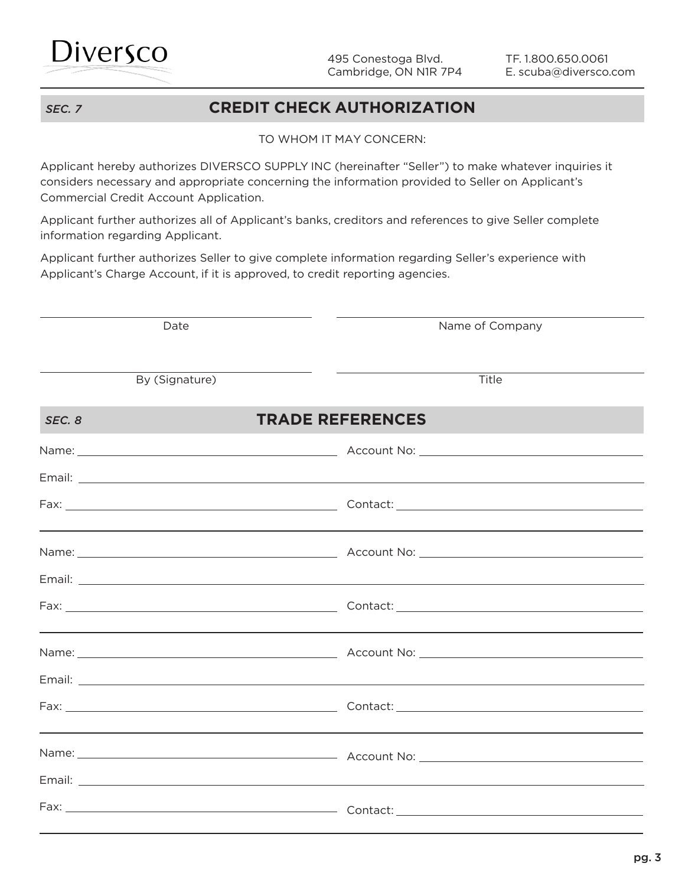Diversco

495 Conestoga Blvd.
Cambridge, ON N1R 7P4

TF. 1.800.650.0061
E. scuba@diversco.com

## *SEC. 7* CREDIT CHECK AUTHORIZATION

TO WHOM IT MAY CONCERN:

Applicant hereby authorizes DIVERSCO SUPPLY INC (hereinafter "Seller") to make whatever inquiries it considers necessary and appropriate concerning the information provided to Seller on Applicant's Commercial Credit Account Application.

Applicant further authorizes all of Applicant's banks, creditors and references to give Seller complete information regarding Applicant.

Applicant further authorizes Seller to give complete information regarding Seller's experience with Applicant's Charge Account, if it is approved, to credit reporting agencies.

| | |
|---|---|
| Date | Name of Company |
| By (Signature) | Title |

## *SEC. 8* TRADE REFERENCES

Name: ______________________ Account No: ______________________

Email: ______________________

Fax: ______________________ Contact: ______________________

Name: ______________________ Account No: ______________________

Email: ______________________

Fax: ______________________ Contact: ______________________

Name: ______________________ Account No: ______________________

Email: ______________________

Fax: ______________________ Contact: ______________________

Name: ______________________ Account No: ______________________

Email: ______________________

Fax: ______________________ Contact: ______________________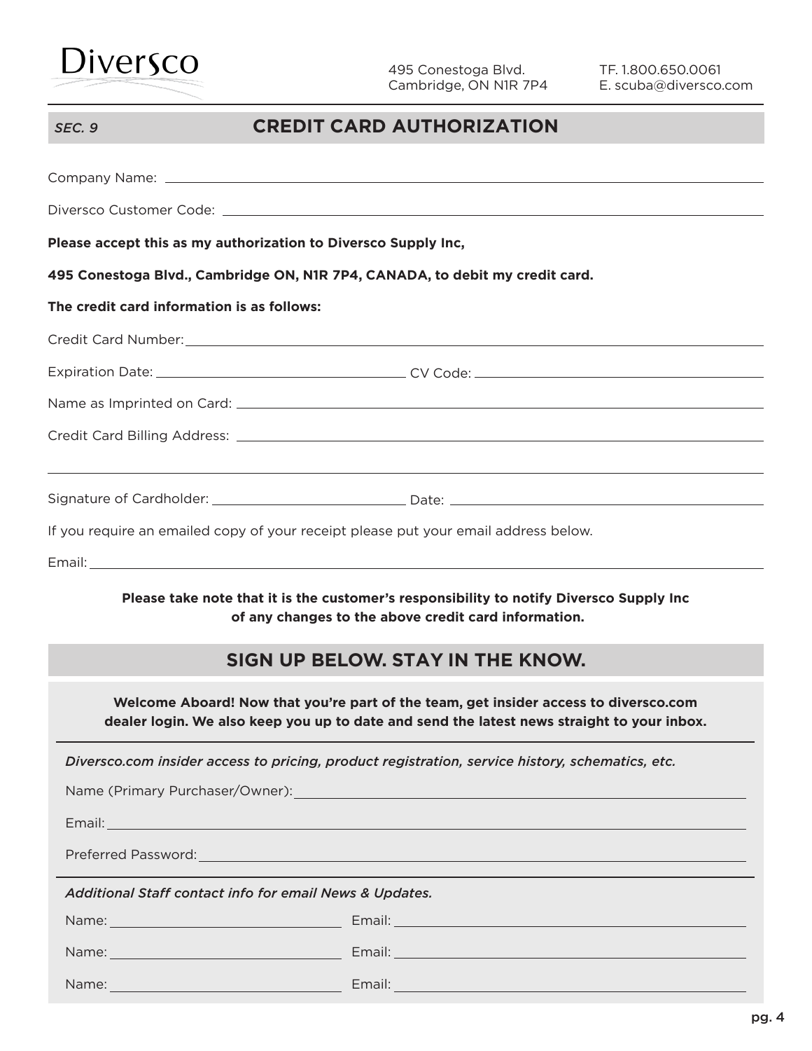Diversco

495 Conestoga Blvd.
Cambridge, ON N1R 7P4

TF. 1.800.650.0061
E. scuba@diversco.com

## *SEC. 9* CREDIT CARD AUTHORIZATION

Company Name: \_\_\_\_\_\_\_\_\_\_\_\_\_\_\_\_\_\_\_\_\_\_\_\_\_\_\_\_\_\_\_\_\_\_\_\_\_\_

Diversco Customer Code: \_\_\_\_\_\_\_\_\_\_\_\_\_\_\_\_\_\_\_\_\_\_\_\_\_\_\_\_\_\_\_\_\_\_\_\_\_\_

**Please accept this as my authorization to Diversco Supply Inc,**

**495 Conestoga Blvd., Cambridge ON, N1R 7P4, CANADA, to debit my credit card.**

**The credit card information is as follows:**

Credit Card Number: \_\_\_\_\_\_\_\_\_\_\_\_\_\_\_\_\_\_\_\_\_\_\_\_\_\_\_\_\_\_\_\_\_\_\_\_\_\_

Expiration Date: \_\_\_\_\_\_\_\_\_\_\_\_\_\_\_\_\_\_\_\_ CV Code: \_\_\_\_\_\_\_\_\_\_\_\_\_\_\_\_\_\_\_\_

Name as Imprinted on Card: \_\_\_\_\_\_\_\_\_\_\_\_\_\_\_\_\_\_\_\_\_\_\_\_\_\_\_\_\_\_\_\_\_\_\_\_\_\_

Credit Card Billing Address: \_\_\_\_\_\_\_\_\_\_\_\_\_\_\_\_\_\_\_\_\_\_\_\_\_\_\_\_\_\_\_\_\_\_\_\_\_\_

\_\_\_\_\_\_\_\_\_\_\_\_\_\_\_\_\_\_\_\_\_\_\_\_\_\_\_\_\_\_\_\_\_\_\_\_\_\_\_\_\_\_\_\_\_\_\_\_\_\_\_\_\_\_\_\_

Signature of Cardholder: \_\_\_\_\_\_\_\_\_\_\_\_\_\_\_\_\_\_\_\_ Date: \_\_\_\_\_\_\_\_\_\_\_\_\_\_\_\_\_\_\_\_

If you require an emailed copy of your receipt please put your email address below.

Email: \_\_\_\_\_\_\_\_\_\_\_\_\_\_\_\_\_\_\_\_\_\_\_\_\_\_\_\_\_\_\_\_\_\_\_\_\_\_

**Please take note that it is the customer's responsibility to notify Diversco Supply Inc of any changes to the above credit card information.**

## SIGN UP BELOW. STAY IN THE KNOW.

**Welcome Aboard! Now that you're part of the team, get insider access to diversco.com dealer login. We also keep you up to date and send the latest news straight to your inbox.**

*Diversco.com insider access to pricing, product registration, service history, schematics, etc.*

Name (Primary Purchaser/Owner): \_\_\_\_\_\_\_\_\_\_\_\_\_\_\_\_\_\_\_\_\_\_\_\_\_\_\_\_\_\_\_\_\_\_\_\_\_\_

Email: \_\_\_\_\_\_\_\_\_\_\_\_\_\_\_\_\_\_\_\_\_\_\_\_\_\_\_\_\_\_\_\_\_\_\_\_\_\_

Preferred Password: \_\_\_\_\_\_\_\_\_\_\_\_\_\_\_\_\_\_\_\_\_\_\_\_\_\_\_\_\_\_\_\_\_\_\_\_\_\_

*Additional Staff contact info for email News & Updates.*

Name: \_\_\_\_\_\_\_\_\_\_\_\_\_\_\_\_\_\_\_\_ Email: \_\_\_\_\_\_\_\_\_\_\_\_\_\_\_\_\_\_\_\_

Name: \_\_\_\_\_\_\_\_\_\_\_\_\_\_\_\_\_\_\_\_ Email: \_\_\_\_\_\_\_\_\_\_\_\_\_\_\_\_\_\_\_\_

Name: \_\_\_\_\_\_\_\_\_\_\_\_\_\_\_\_\_\_\_\_ Email: \_\_\_\_\_\_\_\_\_\_\_\_\_\_\_\_\_\_\_\_